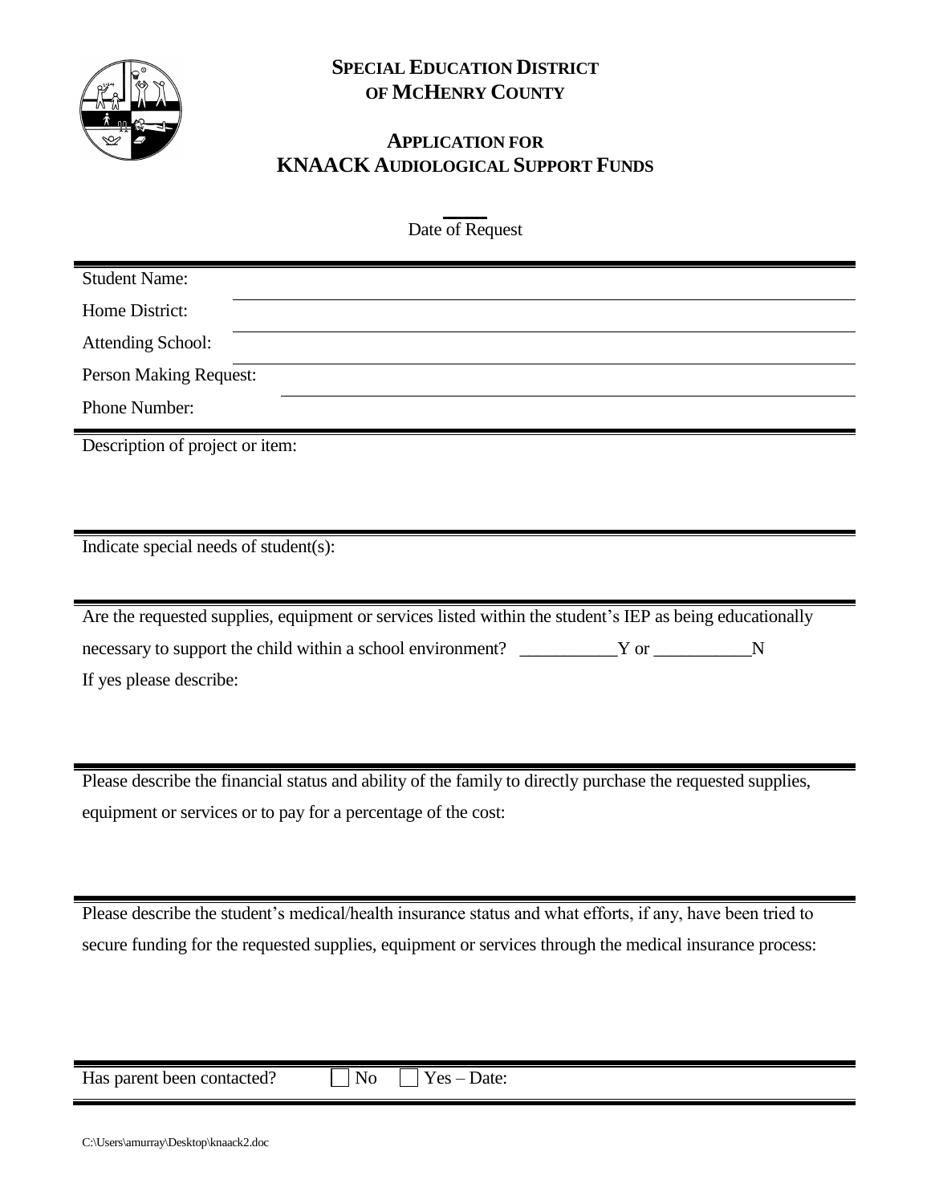# SPECIAL EDUCATION DISTRICT OF MCHENRY COUNTY

## APPLICATION FOR KNAACK AUDIOLOGICAL SUPPORT FUNDS

Date of Request

Student Name:

Home District:

Attending School:

Person Making Request:

Phone Number:

Description of project or item:

Indicate special needs of student(s):

Are the requested supplies, equipment or services listed within the student's IEP as being educationally necessary to support the child within a school environment? ___________Y or ___________N

If yes please describe:

Please describe the financial status and ability of the family to directly purchase the requested supplies, equipment or services or to pay for a percentage of the cost:

Please describe the student's medical/health insurance status and what efforts, if any, have been tried to secure funding for the requested supplies, equipment or services through the medical insurance process:

Has parent been contacted? ☐ No ☐ Yes – Date:

C:\Users\amurray\Desktop\knaack2.doc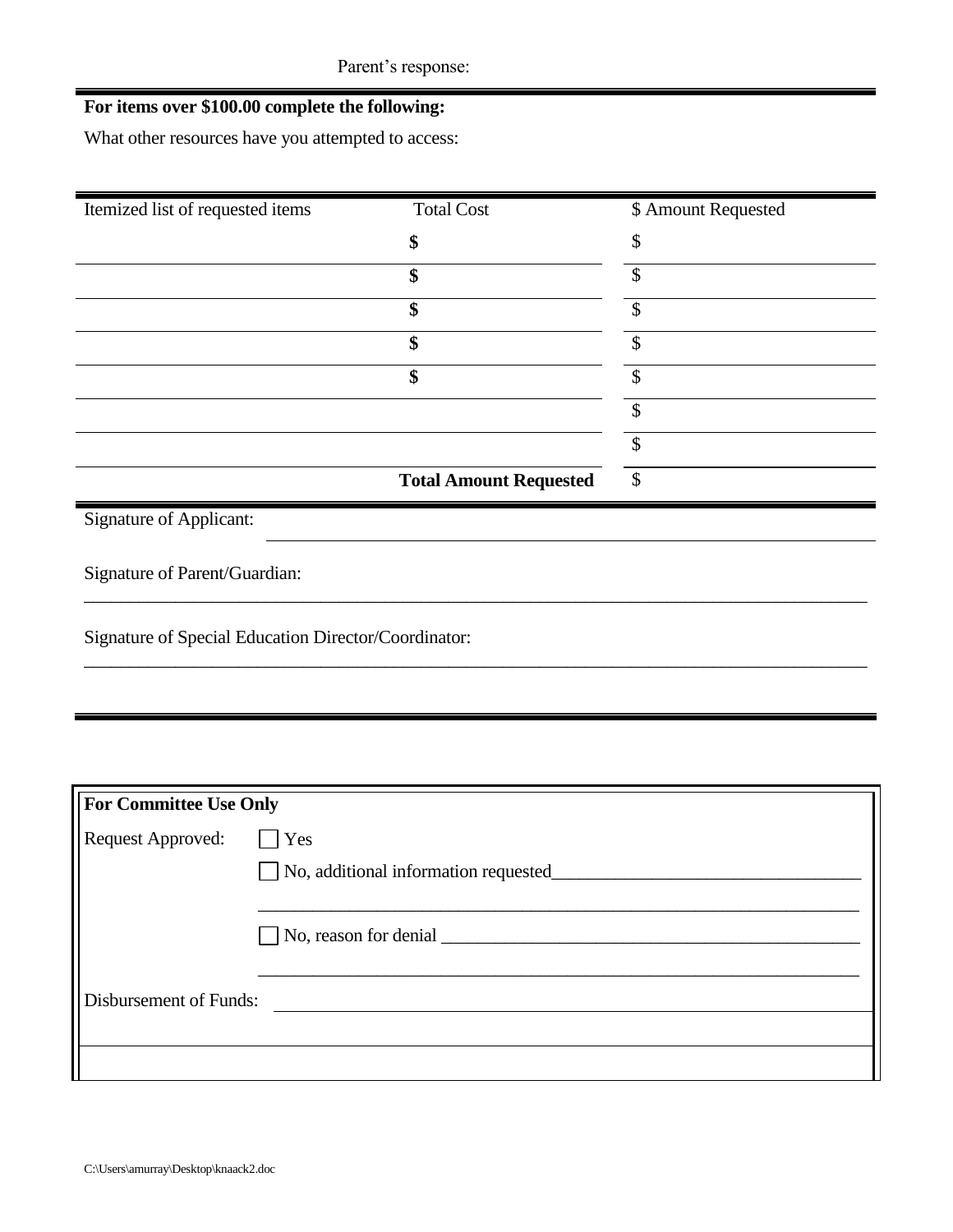Parent's response:

**For items over $100.00 complete the following:**

What other resources have you attempted to access:

| Itemized list of requested items | Total Cost | $ Amount Requested |
| --- | --- | --- |
| | **$** | $ |
| | **$** | $ |
| | **$** | $ |
| | **$** | $ |
| | **$** | $ |
| | | $ |
| | | $ |
| | **Total Amount Requested** | $ |

Signature of Applicant: ______________________________________________

Signature of Parent/Guardian:

______________________________________________________________________

Signature of Special Education Director/Coordinator:

______________________________________________________________________

| **For Committee Use Only** | |
| --- | --- |
| Request Approved: | ☐ Yes |
| | ☐ No, additional information requested________________________________ |
| | ☐ No, reason for denial ______________________________________________ |
| Disbursement of Funds: | |

C:\Users\amurray\Desktop\knaack2.doc